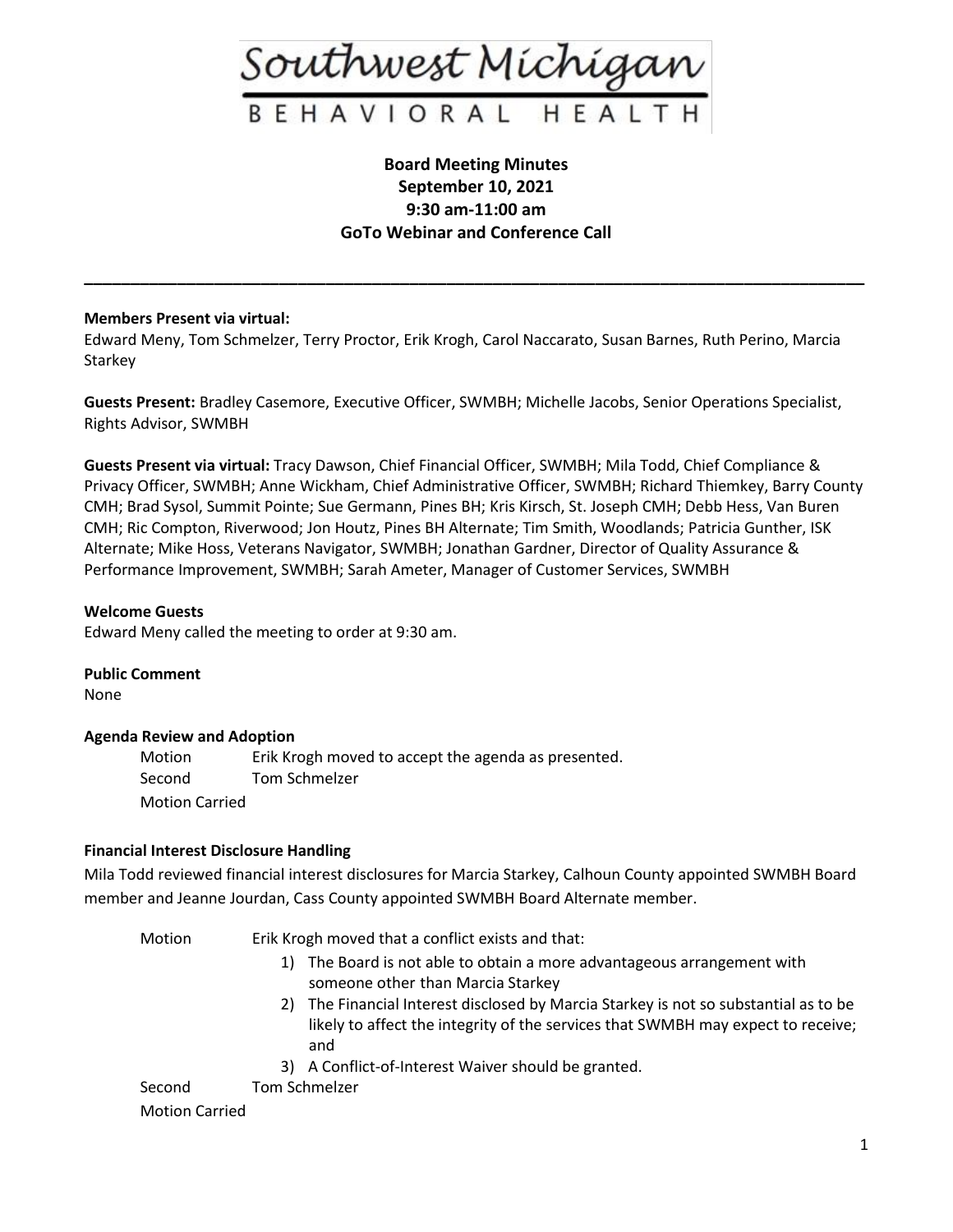Southwest Michigan

BEHAVIORAL HEALTH

**Board Meeting Minutes**
**September 10, 2021**
**9:30 am-11:00 am**
**GoTo Webinar and Conference Call**

---

**Members Present via virtual:**
Edward Meny, Tom Schmelzer, Terry Proctor, Erik Krogh, Carol Naccarato, Susan Barnes, Ruth Perino, Marcia Starkey

**Guests Present:** Bradley Casemore, Executive Officer, SWMBH; Michelle Jacobs, Senior Operations Specialist, Rights Advisor, SWMBH

**Guests Present via virtual:** Tracy Dawson, Chief Financial Officer, SWMBH; Mila Todd, Chief Compliance & Privacy Officer, SWMBH; Anne Wickham, Chief Administrative Officer, SWMBH; Richard Thiemkey, Barry County CMH; Brad Sysol, Summit Pointe; Sue Germann, Pines BH; Kris Kirsch, St. Joseph CMH; Debb Hess, Van Buren CMH; Ric Compton, Riverwood; Jon Houtz, Pines BH Alternate; Tim Smith, Woodlands; Patricia Gunther, ISK Alternate; Mike Hoss, Veterans Navigator, SWMBH; Jonathan Gardner, Director of Quality Assurance & Performance Improvement, SWMBH; Sarah Ameter, Manager of Customer Services, SWMBH

**Welcome Guests**
Edward Meny called the meeting to order at 9:30 am.

**Public Comment**
None

**Agenda Review and Adoption**

Motion Erik Krogh moved to accept the agenda as presented.
Second Tom Schmelzer
Motion Carried

**Financial Interest Disclosure Handling**
Mila Todd reviewed financial interest disclosures for Marcia Starkey, Calhoun County appointed SWMBH Board member and Jeanne Jourdan, Cass County appointed SWMBH Board Alternate member.

Motion Erik Krogh moved that a conflict exists and that:

1) The Board is not able to obtain a more advantageous arrangement with someone other than Marcia Starkey
2) The Financial Interest disclosed by Marcia Starkey is not so substantial as to be likely to affect the integrity of the services that SWMBH may expect to receive; and
3) A Conflict-of-Interest Waiver should be granted.

Second Tom Schmelzer
Motion Carried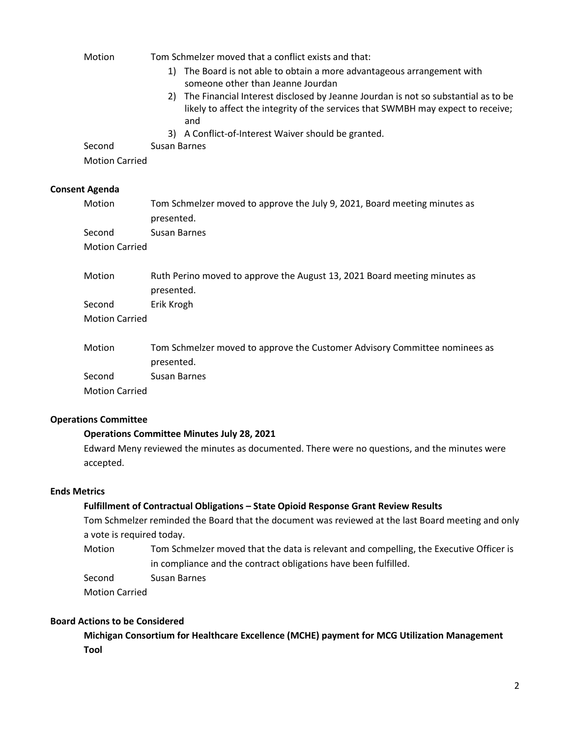Motion Tom Schmelzer moved that a conflict exists and that:

1) The Board is not able to obtain a more advantageous arrangement with someone other than Jeanne Jourdan
2) The Financial Interest disclosed by Jeanne Jourdan is not so substantial as to be likely to affect the integrity of the services that SWMBH may expect to receive; and
3) A Conflict-of-Interest Waiver should be granted.

Second Susan Barnes

Motion Carried

**Consent Agenda**

Motion Tom Schmelzer moved to approve the July 9, 2021, Board meeting minutes as presented.

Second Susan Barnes

Motion Carried

Motion Ruth Perino moved to approve the August 13, 2021 Board meeting minutes as presented.

Second Erik Krogh

Motion Carried

Motion Tom Schmelzer moved to approve the Customer Advisory Committee nominees as presented.

Second Susan Barnes

Motion Carried

**Operations Committee**

**Operations Committee Minutes July 28, 2021**

Edward Meny reviewed the minutes as documented. There were no questions, and the minutes were accepted.

**Ends Metrics**

**Fulfillment of Contractual Obligations – State Opioid Response Grant Review Results**

Tom Schmelzer reminded the Board that the document was reviewed at the last Board meeting and only a vote is required today.

Motion Tom Schmelzer moved that the data is relevant and compelling, the Executive Officer is in compliance and the contract obligations have been fulfilled.

Second Susan Barnes

Motion Carried

**Board Actions to be Considered**

**Michigan Consortium for Healthcare Excellence (MCHE) payment for MCG Utilization Management Tool**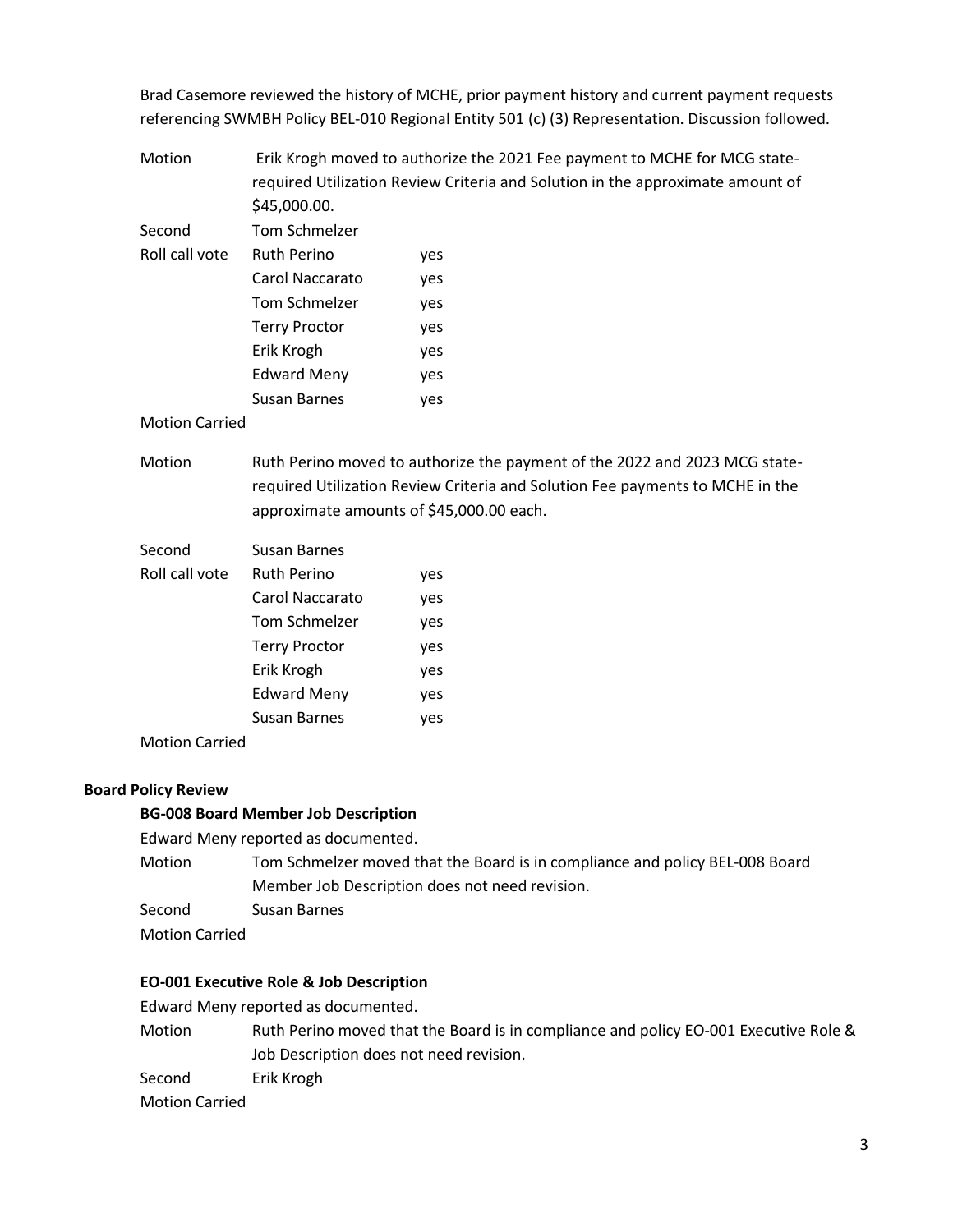Brad Casemore reviewed the history of MCHE, prior payment history and current payment requests referencing SWMBH Policy BEL-010 Regional Entity 501 (c) (3) Representation. Discussion followed.

| | | |
|---|---|---|
| Motion | Erik Krogh moved to authorize the 2021 Fee payment to MCHE for MCG state-required Utilization Review Criteria and Solution in the approximate amount of $45,000.00. | |
| Second | Tom Schmelzer | |
| Roll call vote | Ruth Perino | yes |
| | Carol Naccarato | yes |
| | Tom Schmelzer | yes |
| | Terry Proctor | yes |
| | Erik Krogh | yes |
| | Edward Meny | yes |
| | Susan Barnes | yes |
| Motion Carried | | |

| | | |
|---|---|---|
| Motion | Ruth Perino moved to authorize the payment of the 2022 and 2023 MCG state-required Utilization Review Criteria and Solution Fee payments to MCHE in the approximate amounts of $45,000.00 each. | |
| Second | Susan Barnes | |
| Roll call vote | Ruth Perino | yes |
| | Carol Naccarato | yes |
| | Tom Schmelzer | yes |
| | Terry Proctor | yes |
| | Erik Krogh | yes |
| | Edward Meny | yes |
| | Susan Barnes | yes |
| Motion Carried | | |

### Board Policy Review

#### BG-008 Board Member Job Description

Edward Meny reported as documented.

Motion: Tom Schmelzer moved that the Board is in compliance and policy BEL-008 Board Member Job Description does not need revision.

Second: Susan Barnes

Motion Carried

#### EO-001 Executive Role & Job Description

Edward Meny reported as documented.

Motion: Ruth Perino moved that the Board is in compliance and policy EO-001 Executive Role & Job Description does not need revision.

Second: Erik Krogh

Motion Carried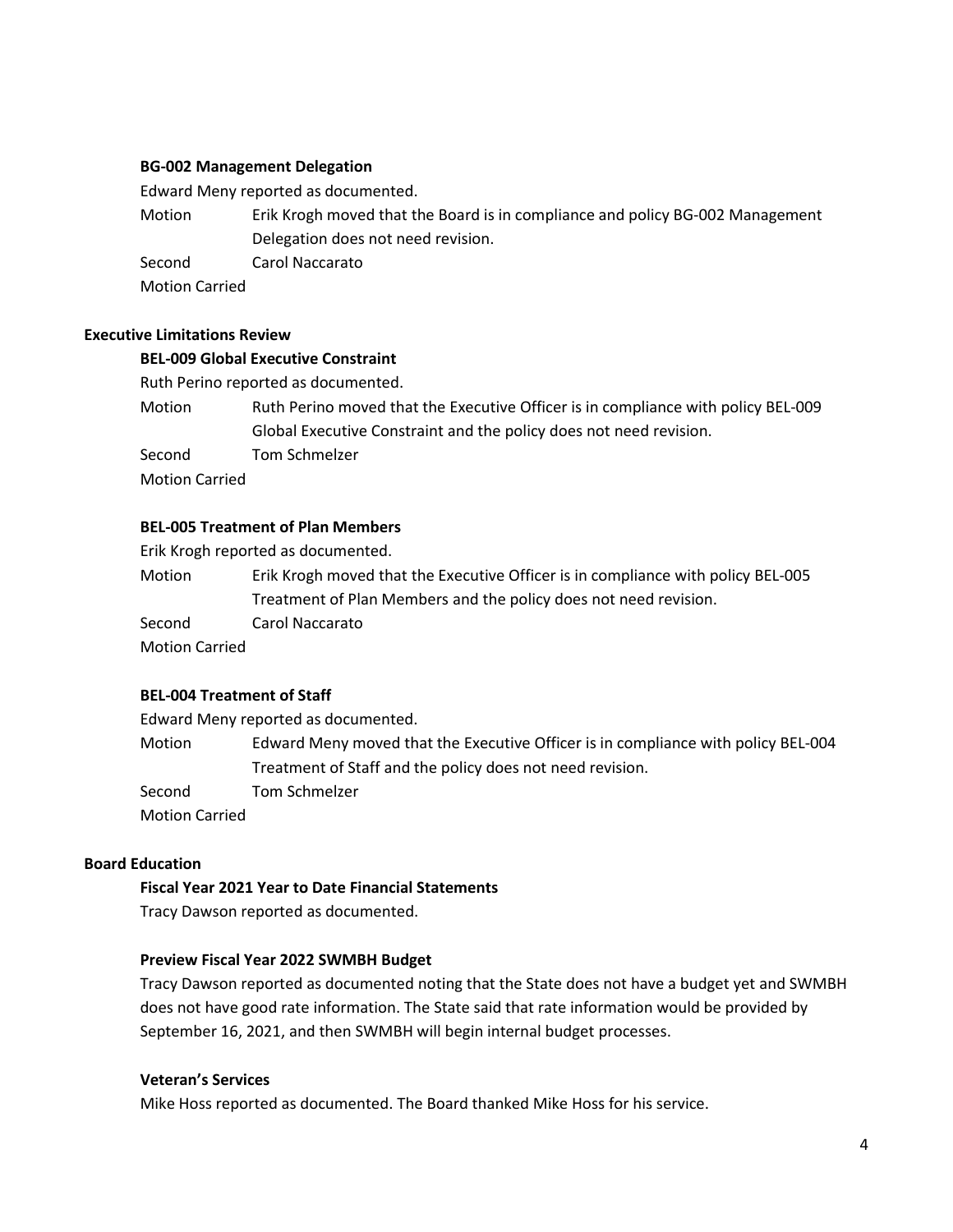### BG-002 Management Delegation

Edward Meny reported as documented.

Motion: Erik Krogh moved that the Board is in compliance and policy BG-002 Management Delegation does not need revision.

Second: Carol Naccarato

Motion Carried

## Executive Limitations Review

### BEL-009 Global Executive Constraint

Ruth Perino reported as documented.

Motion: Ruth Perino moved that the Executive Officer is in compliance with policy BEL-009 Global Executive Constraint and the policy does not need revision.

Second: Tom Schmelzer

Motion Carried

### BEL-005 Treatment of Plan Members

Erik Krogh reported as documented.

Motion: Erik Krogh moved that the Executive Officer is in compliance with policy BEL-005 Treatment of Plan Members and the policy does not need revision.

Second: Carol Naccarato

Motion Carried

### BEL-004 Treatment of Staff

Edward Meny reported as documented.

Motion: Edward Meny moved that the Executive Officer is in compliance with policy BEL-004 Treatment of Staff and the policy does not need revision.

Second: Tom Schmelzer

Motion Carried

## Board Education

### Fiscal Year 2021 Year to Date Financial Statements

Tracy Dawson reported as documented.

### Preview Fiscal Year 2022 SWMBH Budget

Tracy Dawson reported as documented noting that the State does not have a budget yet and SWMBH does not have good rate information. The State said that rate information would be provided by September 16, 2021, and then SWMBH will begin internal budget processes.

### Veteran's Services

Mike Hoss reported as documented. The Board thanked Mike Hoss for his service.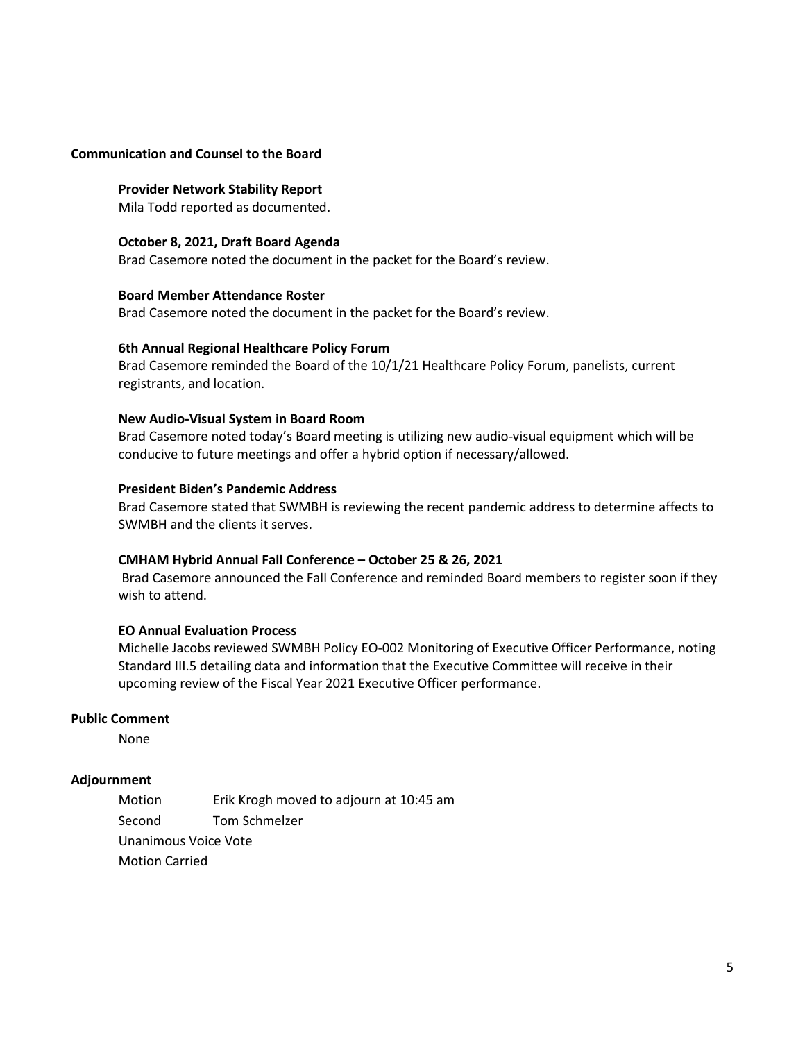**Communication and Counsel to the Board**

**Provider Network Stability Report**
Mila Todd reported as documented.

**October 8, 2021, Draft Board Agenda**
Brad Casemore noted the document in the packet for the Board's review.

**Board Member Attendance Roster**
Brad Casemore noted the document in the packet for the Board's review.

**6th Annual Regional Healthcare Policy Forum**
Brad Casemore reminded the Board of the 10/1/21 Healthcare Policy Forum, panelists, current registrants, and location.

**New Audio-Visual System in Board Room**
Brad Casemore noted today's Board meeting is utilizing new audio-visual equipment which will be conducive to future meetings and offer a hybrid option if necessary/allowed.

**President Biden's Pandemic Address**
Brad Casemore stated that SWMBH is reviewing the recent pandemic address to determine affects to SWMBH and the clients it serves.

**CMHAM Hybrid Annual Fall Conference – October 25 & 26, 2021**
Brad Casemore announced the Fall Conference and reminded Board members to register soon if they wish to attend.

**EO Annual Evaluation Process**
Michelle Jacobs reviewed SWMBH Policy EO-002 Monitoring of Executive Officer Performance, noting Standard III.5 detailing data and information that the Executive Committee will receive in their upcoming review of the Fiscal Year 2021 Executive Officer performance.

**Public Comment**

None

**Adjournment**

Motion Erik Krogh moved to adjourn at 10:45 am
Second Tom Schmelzer
Unanimous Voice Vote
Motion Carried